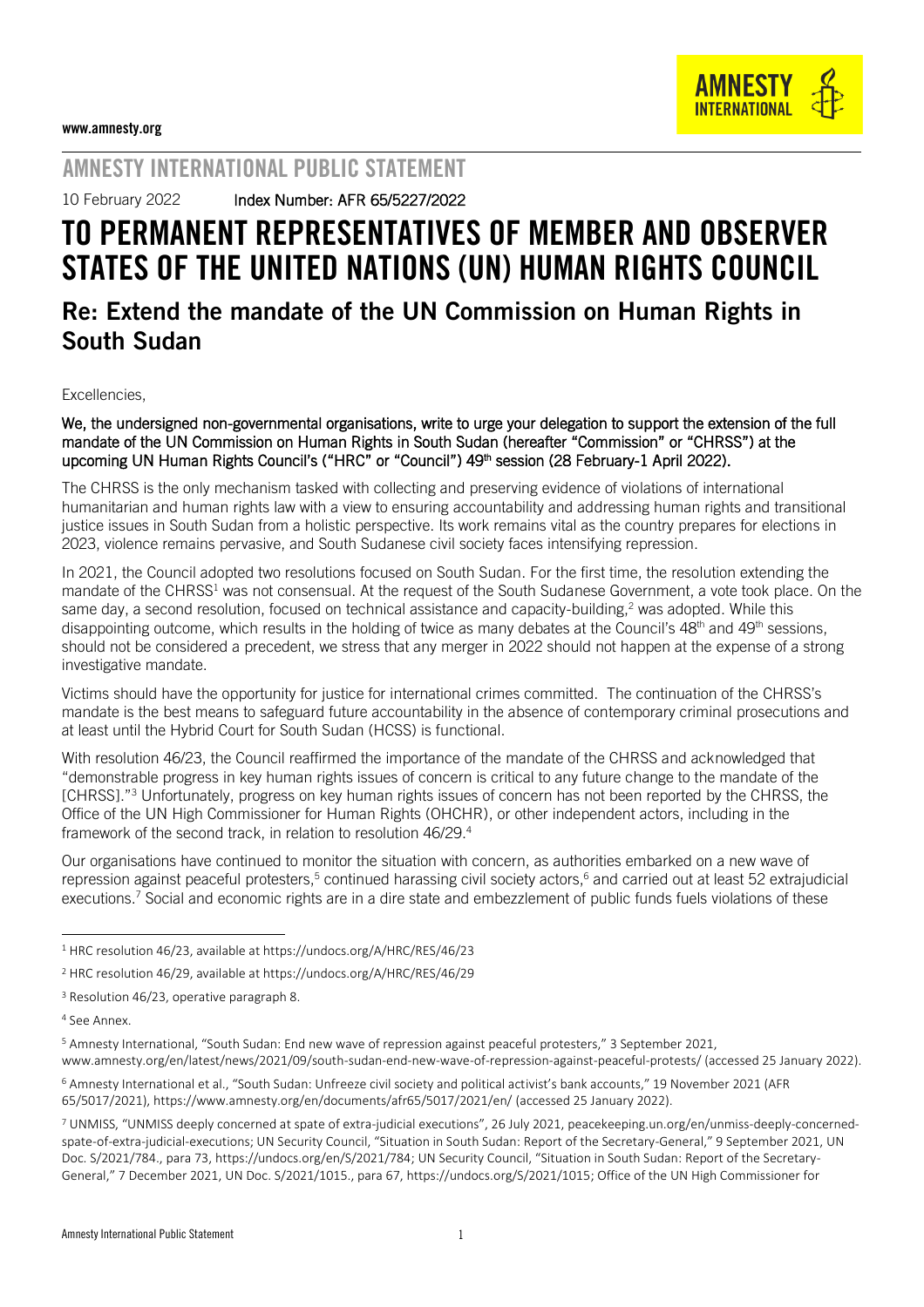www.amnesty.org

AMNESTY INTERNATIONAL PUBLIC STATEMENT

10 February 2022 **Index Number: AFR 65/5227/2022**

# TO PERMANENT REPRESENTATIVES OF MEMBER AND OBSERVER STATES OF THE UNITED NATIONS (UN) HUMAN RIGHTS COUNCIL

## Re: Extend the mandate of the UN Commission on Human Rights in South Sudan

Excellencies,

**We, the undersigned non-governmental organisations, write to urge your delegation to support the extension of the full mandate of the UN Commission on Human Rights in South Sudan (hereafter "Commission" or "CHRSS") at the upcoming UN Human Rights Council's ("HRC" or "Council") 49th session (28 February-1 April 2022).**

The CHRSS is the only mechanism tasked with collecting and preserving evidence of violations of international humanitarian and human rights law with a view to ensuring accountability and addressing human rights and transitional justice issues in South Sudan from a holistic perspective. Its work remains vital as the country prepares for elections in 2023, violence remains pervasive, and South Sudanese civil society faces intensifying repression.

In 2021, the Council adopted two resolutions focused on South Sudan. For the first time, the resolution extending the mandate of the CHRSS[1] was not consensual. At the request of the South Sudanese Government, a vote took place. On the same day, a second resolution, focused on technical assistance and capacity-building,[2] was adopted. While this disappointing outcome, which results in the holding of twice as many debates at the Council's 48th and 49th sessions, should not be considered a precedent, we stress that any merger in 2022 should not happen at the expense of a strong investigative mandate.

Victims should have the opportunity for justice for international crimes committed. The continuation of the CHRSS's mandate is the best means to safeguard future accountability in the absence of contemporary criminal prosecutions and at least until the Hybrid Court for South Sudan (HCSS) is functional.

With resolution 46/23, the Council reaffirmed the importance of the mandate of the CHRSS and acknowledged that "demonstrable progress in key human rights issues of concern is critical to any future change to the mandate of the [CHRSS]."[3] Unfortunately, progress on key human rights issues of concern has not been reported by the CHRSS, the Office of the UN High Commissioner for Human Rights (OHCHR), or other independent actors, including in the framework of the second track, in relation to resolution 46/29.[4]

Our organisations have continued to monitor the situation with concern, as authorities embarked on a new wave of repression against peaceful protesters,[5] continued harassing civil society actors,[6] and carried out at least 52 extrajudicial executions.[7] Social and economic rights are in a dire state and embezzlement of public funds fuels violations of these

---

[1] HRC resolution 46/23, available at https://undocs.org/A/HRC/RES/46/23

[2] HRC resolution 46/29, available at https://undocs.org/A/HRC/RES/46/29

[3] Resolution 46/23, operative paragraph 8.

[4] See Annex.

[5] Amnesty International, "South Sudan: End new wave of repression against peaceful protesters," 3 September 2021, www.amnesty.org/en/latest/news/2021/09/south-sudan-end-new-wave-of-repression-against-peaceful-protests/ (accessed 25 January 2022).

[6] Amnesty International et al., "South Sudan: Unfreeze civil society and political activist's bank accounts," 19 November 2021 (AFR 65/5017/2021), https://www.amnesty.org/en/documents/afr65/5017/2021/en/ (accessed 25 January 2022).

[7] UNMISS, "UNMISS deeply concerned at spate of extra-judicial executions", 26 July 2021, peacekeeping.un.org/en/unmiss-deeply-concerned-spate-of-extra-judicial-executions; UN Security Council, "Situation in South Sudan: Report of the Secretary-General," 9 September 2021, UN Doc. S/2021/784., para 73, https://undocs.org/en/S/2021/784; UN Security Council, "Situation in South Sudan: Report of the Secretary-General," 7 December 2021, UN Doc. S/2021/1015., para 67, https://undocs.org/S/2021/1015; Office of the UN High Commissioner for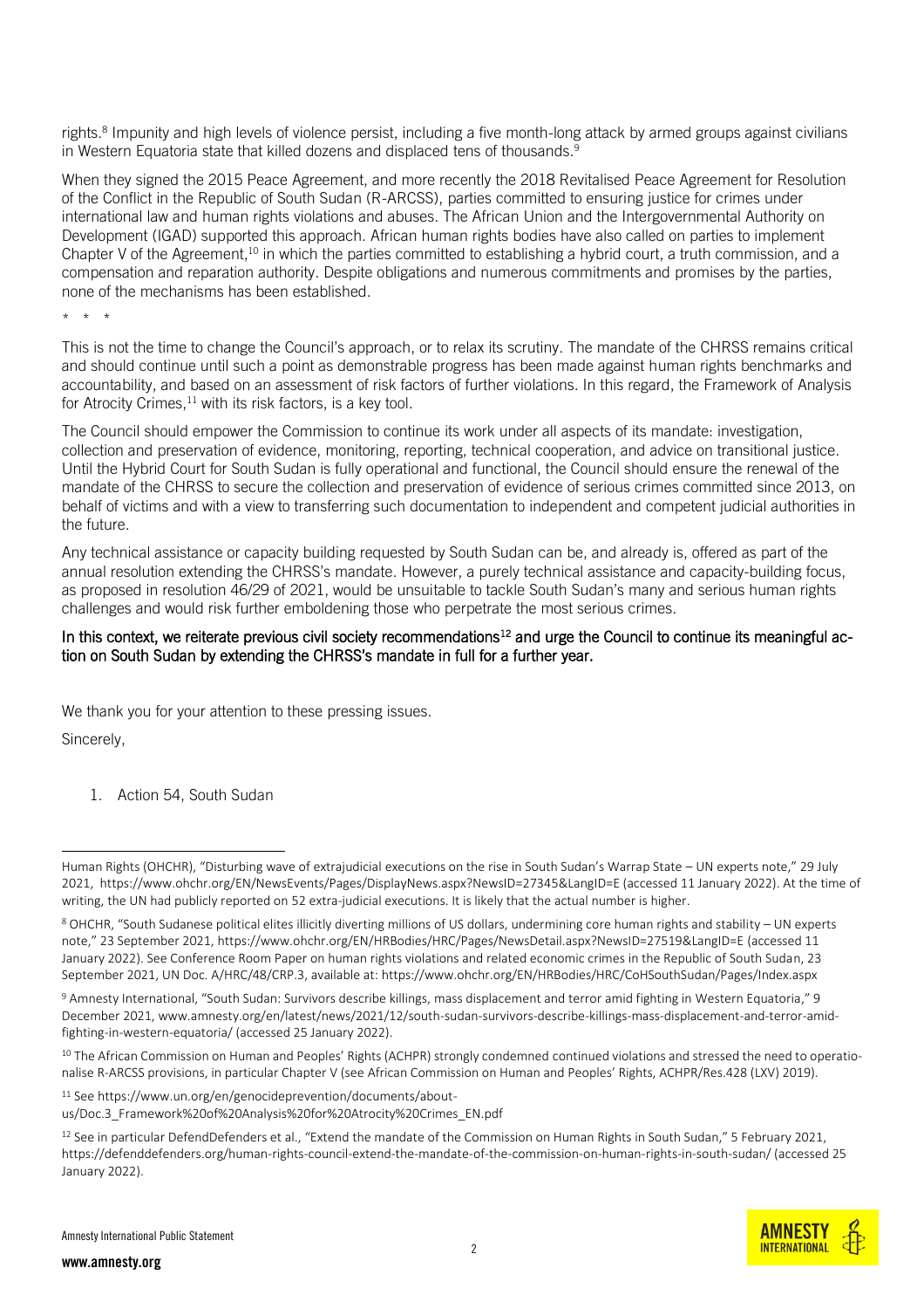rights.[8] Impunity and high levels of violence persist, including a five month-long attack by armed groups against civilians in Western Equatoria state that killed dozens and displaced tens of thousands.[9]

When they signed the 2015 Peace Agreement, and more recently the 2018 Revitalised Peace Agreement for Resolution of the Conflict in the Republic of South Sudan (R-ARCSS), parties committed to ensuring justice for crimes under international law and human rights violations and abuses. The African Union and the Intergovernmental Authority on Development (IGAD) supported this approach. African human rights bodies have also called on parties to implement Chapter V of the Agreement,[10] in which the parties committed to establishing a hybrid court, a truth commission, and a compensation and reparation authority. Despite obligations and numerous commitments and promises by the parties, none of the mechanisms has been established.

\* \* \*

This is not the time to change the Council's approach, or to relax its scrutiny. The mandate of the CHRSS remains critical and should continue until such a point as demonstrable progress has been made against human rights benchmarks and accountability, and based on an assessment of risk factors of further violations. In this regard, the Framework of Analysis for Atrocity Crimes,[11] with its risk factors, is a key tool.

The Council should empower the Commission to continue its work under all aspects of its mandate: investigation, collection and preservation of evidence, monitoring, reporting, technical cooperation, and advice on transitional justice. Until the Hybrid Court for South Sudan is fully operational and functional, the Council should ensure the renewal of the mandate of the CHRSS to secure the collection and preservation of evidence of serious crimes committed since 2013, on behalf of victims and with a view to transferring such documentation to independent and competent judicial authorities in the future.

Any technical assistance or capacity building requested by South Sudan can be, and already is, offered as part of the annual resolution extending the CHRSS's mandate. However, a purely technical assistance and capacity-building focus, as proposed in resolution 46/29 of 2021, would be unsuitable to tackle South Sudan's many and serious human rights challenges and would risk further emboldening those who perpetrate the most serious crimes.

**In this context, we reiterate previous civil society recommendations[12] and urge the Council to continue its meaningful action on South Sudan by extending the CHRSS's mandate in full for a further year.**

We thank you for your attention to these pressing issues.

Sincerely,

1. Action 54, South Sudan

---

Human Rights (OHCHR), "Disturbing wave of extrajudicial executions on the rise in South Sudan's Warrap State – UN experts note," 29 July 2021, https://www.ohchr.org/EN/NewsEvents/Pages/DisplayNews.aspx?NewsID=27345&LangID=E (accessed 11 January 2022). At the time of writing, the UN had publicly reported on 52 extra-judicial executions. It is likely that the actual number is higher.

[8] OHCHR, "South Sudanese political elites illicitly diverting millions of US dollars, undermining core human rights and stability – UN experts note," 23 September 2021, https://www.ohchr.org/EN/HRBodies/HRC/Pages/NewsDetail.aspx?NewsID=27519&LangID=E (accessed 11 January 2022). See Conference Room Paper on human rights violations and related economic crimes in the Republic of South Sudan, 23 September 2021, UN Doc. A/HRC/48/CRP.3, available at: https://www.ohchr.org/EN/HRBodies/HRC/CoHSouthSudan/Pages/Index.aspx

[9] Amnesty International, "South Sudan: Survivors describe killings, mass displacement and terror amid fighting in Western Equatoria," 9 December 2021, www.amnesty.org/en/latest/news/2021/12/south-sudan-survivors-describe-killings-mass-displacement-and-terror-amid-fighting-in-western-equatoria/ (accessed 25 January 2022).

[10] The African Commission on Human and Peoples' Rights (ACHPR) strongly condemned continued violations and stressed the need to operationalise R-ARCSS provisions, in particular Chapter V (see African Commission on Human and Peoples' Rights, ACHPR/Res.428 (LXV) 2019).

[11] See https://www.un.org/en/genocideprevention/documents/about-us/Doc.3_Framework%20of%20Analysis%20for%20Atrocity%20Crimes_EN.pdf

[12] See in particular DefendDefenders et al., "Extend the mandate of the Commission on Human Rights in South Sudan," 5 February 2021, https://defenddefenders.org/human-rights-council-extend-the-mandate-of-the-commission-on-human-rights-in-south-sudan/ (accessed 25 January 2022).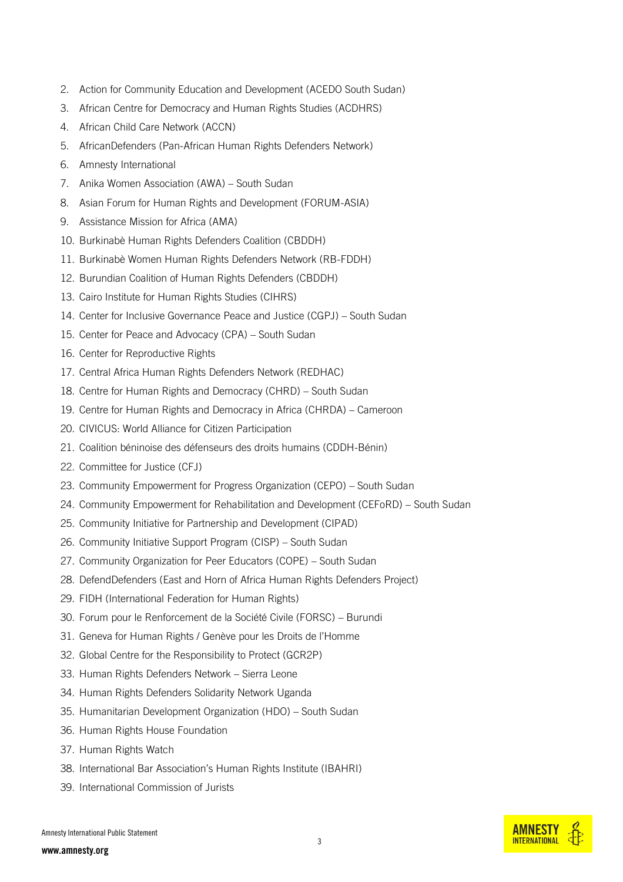2. Action for Community Education and Development (ACEDO South Sudan)
3. African Centre for Democracy and Human Rights Studies (ACDHRS)
4. African Child Care Network (ACCN)
5. AfricanDefenders (Pan-African Human Rights Defenders Network)
6. Amnesty International
7. Anika Women Association (AWA) – South Sudan
8. Asian Forum for Human Rights and Development (FORUM-ASIA)
9. Assistance Mission for Africa (AMA)
10. Burkinabè Human Rights Defenders Coalition (CBDDH)
11. Burkinabè Women Human Rights Defenders Network (RB-FDDH)
12. Burundian Coalition of Human Rights Defenders (CBDDH)
13. Cairo Institute for Human Rights Studies (CIHRS)
14. Center for Inclusive Governance Peace and Justice (CGPJ) – South Sudan
15. Center for Peace and Advocacy (CPA) – South Sudan
16. Center for Reproductive Rights
17. Central Africa Human Rights Defenders Network (REDHAC)
18. Centre for Human Rights and Democracy (CHRD) – South Sudan
19. Centre for Human Rights and Democracy in Africa (CHRDA) – Cameroon
20. CIVICUS: World Alliance for Citizen Participation
21. Coalition béninoise des défenseurs des droits humains (CDDH-Bénin)
22. Committee for Justice (CFJ)
23. Community Empowerment for Progress Organization (CEPO) – South Sudan
24. Community Empowerment for Rehabilitation and Development (CEFoRD) – South Sudan
25. Community Initiative for Partnership and Development (CIPAD)
26. Community Initiative Support Program (CISP) – South Sudan
27. Community Organization for Peer Educators (COPE) – South Sudan
28. DefendDefenders (East and Horn of Africa Human Rights Defenders Project)
29. FIDH (International Federation for Human Rights)
30. Forum pour le Renforcement de la Société Civile (FORSC) – Burundi
31. Geneva for Human Rights / Genève pour les Droits de l'Homme
32. Global Centre for the Responsibility to Protect (GCR2P)
33. Human Rights Defenders Network – Sierra Leone
34. Human Rights Defenders Solidarity Network Uganda
35. Humanitarian Development Organization (HDO) – South Sudan
36. Human Rights House Foundation
37. Human Rights Watch
38. International Bar Association's Human Rights Institute (IBAHRI)
39. International Commission of Jurists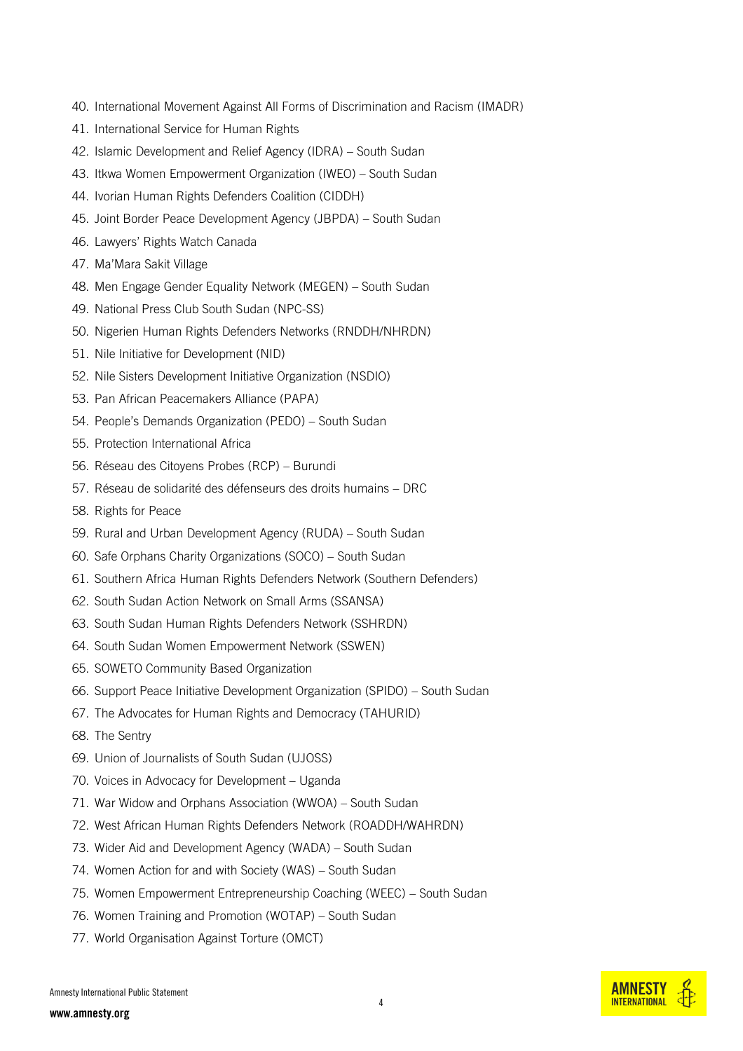40. International Movement Against All Forms of Discrimination and Racism (IMADR)
41. International Service for Human Rights
42. Islamic Development and Relief Agency (IDRA) – South Sudan
43. Itkwa Women Empowerment Organization (IWEO) – South Sudan
44. Ivorian Human Rights Defenders Coalition (CIDDH)
45. Joint Border Peace Development Agency (JBPDA) – South Sudan
46. Lawyers' Rights Watch Canada
47. Ma'Mara Sakit Village
48. Men Engage Gender Equality Network (MEGEN) – South Sudan
49. National Press Club South Sudan (NPC-SS)
50. Nigerien Human Rights Defenders Networks (RNDDH/NHRDN)
51. Nile Initiative for Development (NID)
52. Nile Sisters Development Initiative Organization (NSDIO)
53. Pan African Peacemakers Alliance (PAPA)
54. People's Demands Organization (PEDO) – South Sudan
55. Protection International Africa
56. Réseau des Citoyens Probes (RCP) – Burundi
57. Réseau de solidarité des défenseurs des droits humains – DRC
58. Rights for Peace
59. Rural and Urban Development Agency (RUDA) – South Sudan
60. Safe Orphans Charity Organizations (SOCO) – South Sudan
61. Southern Africa Human Rights Defenders Network (Southern Defenders)
62. South Sudan Action Network on Small Arms (SSANSA)
63. South Sudan Human Rights Defenders Network (SSHRDN)
64. South Sudan Women Empowerment Network (SSWEN)
65. SOWETO Community Based Organization
66. Support Peace Initiative Development Organization (SPIDO) – South Sudan
67. The Advocates for Human Rights and Democracy (TAHURID)
68. The Sentry
69. Union of Journalists of South Sudan (UJOSS)
70. Voices in Advocacy for Development – Uganda
71. War Widow and Orphans Association (WWOA) – South Sudan
72. West African Human Rights Defenders Network (ROADDH/WAHRDN)
73. Wider Aid and Development Agency (WADA) – South Sudan
74. Women Action for and with Society (WAS) – South Sudan
75. Women Empowerment Entrepreneurship Coaching (WEEC) – South Sudan
76. Women Training and Promotion (WOTAP) – South Sudan
77. World Organisation Against Torture (OMCT)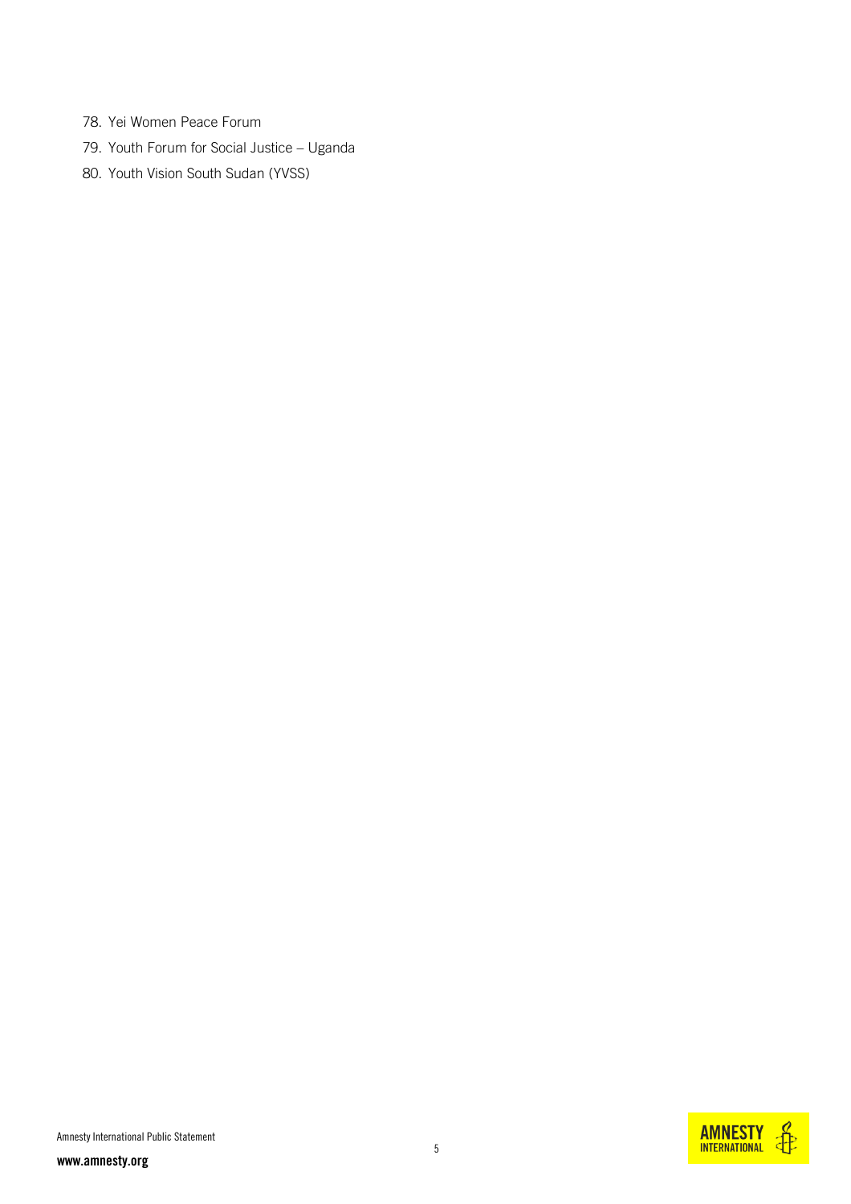78. Yei Women Peace Forum
79. Youth Forum for Social Justice – Uganda
80. Youth Vision South Sudan (YVSS)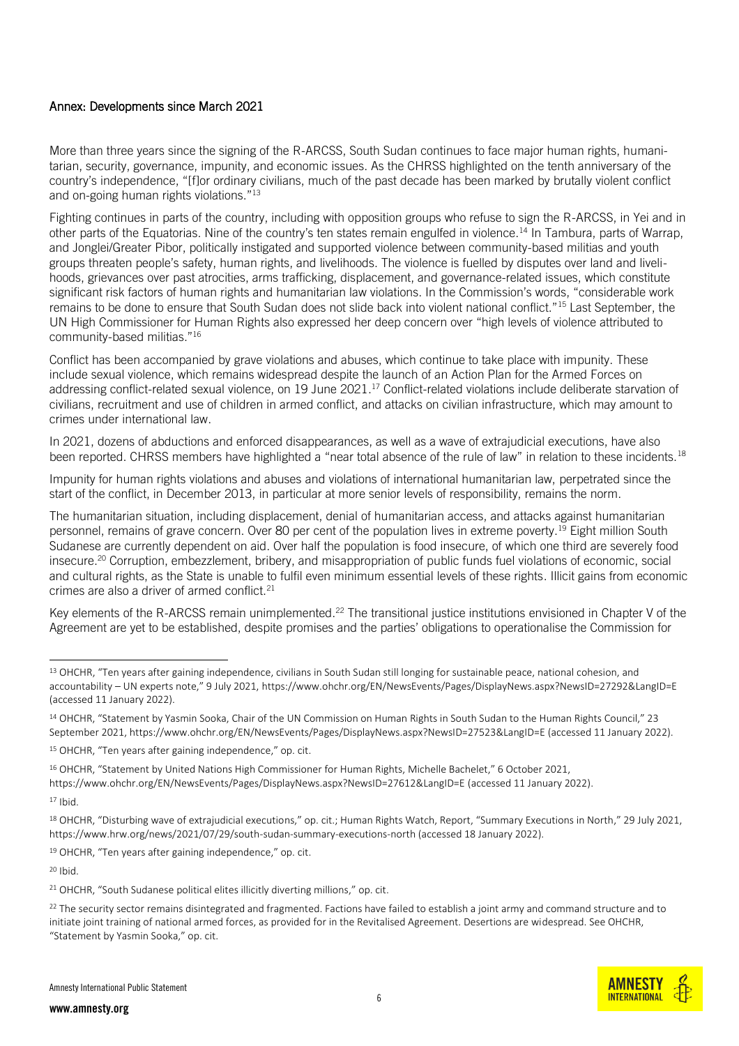## Annex: Developments since March 2021

More than three years since the signing of the R-ARCSS, South Sudan continues to face major human rights, humanitarian, security, governance, impunity, and economic issues. As the CHRSS highlighted on the tenth anniversary of the country's independence, "[f]or ordinary civilians, much of the past decade has been marked by brutally violent conflict and on-going human rights violations."[13]

Fighting continues in parts of the country, including with opposition groups who refuse to sign the R-ARCSS, in Yei and in other parts of the Equatorias. Nine of the country's ten states remain engulfed in violence.[14] In Tambura, parts of Warrap, and Jonglei/Greater Pibor, politically instigated and supported violence between community-based militias and youth groups threaten people's safety, human rights, and livelihoods. The violence is fuelled by disputes over land and livelihoods, grievances over past atrocities, arms trafficking, displacement, and governance-related issues, which constitute significant risk factors of human rights and humanitarian law violations. In the Commission's words, "considerable work remains to be done to ensure that South Sudan does not slide back into violent national conflict."[15] Last September, the UN High Commissioner for Human Rights also expressed her deep concern over "high levels of violence attributed to community-based militias."[16]

Conflict has been accompanied by grave violations and abuses, which continue to take place with impunity. These include sexual violence, which remains widespread despite the launch of an Action Plan for the Armed Forces on addressing conflict-related sexual violence, on 19 June 2021.[17] Conflict-related violations include deliberate starvation of civilians, recruitment and use of children in armed conflict, and attacks on civilian infrastructure, which may amount to crimes under international law.

In 2021, dozens of abductions and enforced disappearances, as well as a wave of extrajudicial executions, have also been reported. CHRSS members have highlighted a "near total absence of the rule of law" in relation to these incidents.[18]

Impunity for human rights violations and abuses and violations of international humanitarian law, perpetrated since the start of the conflict, in December 2013, in particular at more senior levels of responsibility, remains the norm.

The humanitarian situation, including displacement, denial of humanitarian access, and attacks against humanitarian personnel, remains of grave concern. Over 80 per cent of the population lives in extreme poverty.[19] Eight million South Sudanese are currently dependent on aid. Over half the population is food insecure, of which one third are severely food insecure.[20] Corruption, embezzlement, bribery, and misappropriation of public funds fuel violations of economic, social and cultural rights, as the State is unable to fulfil even minimum essential levels of these rights. Illicit gains from economic crimes are also a driver of armed conflict.[21]

Key elements of the R-ARCSS remain unimplemented.[22] The transitional justice institutions envisioned in Chapter V of the Agreement are yet to be established, despite promises and the parties' obligations to operationalise the Commission for

---

[13] OHCHR, "Ten years after gaining independence, civilians in South Sudan still longing for sustainable peace, national cohesion, and accountability – UN experts note," 9 July 2021, https://www.ohchr.org/EN/NewsEvents/Pages/DisplayNews.aspx?NewsID=27292&LangID=E (accessed 11 January 2022).

[14] OHCHR, "Statement by Yasmin Sooka, Chair of the UN Commission on Human Rights in South Sudan to the Human Rights Council," 23 September 2021, https://www.ohchr.org/EN/NewsEvents/Pages/DisplayNews.aspx?NewsID=27523&LangID=E (accessed 11 January 2022).

[15] OHCHR, "Ten years after gaining independence," op. cit.

[16] OHCHR, "Statement by United Nations High Commissioner for Human Rights, Michelle Bachelet," 6 October 2021, https://www.ohchr.org/EN/NewsEvents/Pages/DisplayNews.aspx?NewsID=27612&LangID=E (accessed 11 January 2022).

[17] Ibid.

[18] OHCHR, "Disturbing wave of extrajudicial executions," op. cit.; Human Rights Watch, Report, "Summary Executions in North," 29 July 2021, https://www.hrw.org/news/2021/07/29/south-sudan-summary-executions-north (accessed 18 January 2022).

[19] OHCHR, "Ten years after gaining independence," op. cit.

[20] Ibid.

[21] OHCHR, "South Sudanese political elites illicitly diverting millions," op. cit.

[22] The security sector remains disintegrated and fragmented. Factions have failed to establish a joint army and command structure and to initiate joint training of national armed forces, as provided for in the Revitalised Agreement. Desertions are widespread. See OHCHR, "Statement by Yasmin Sooka," op. cit.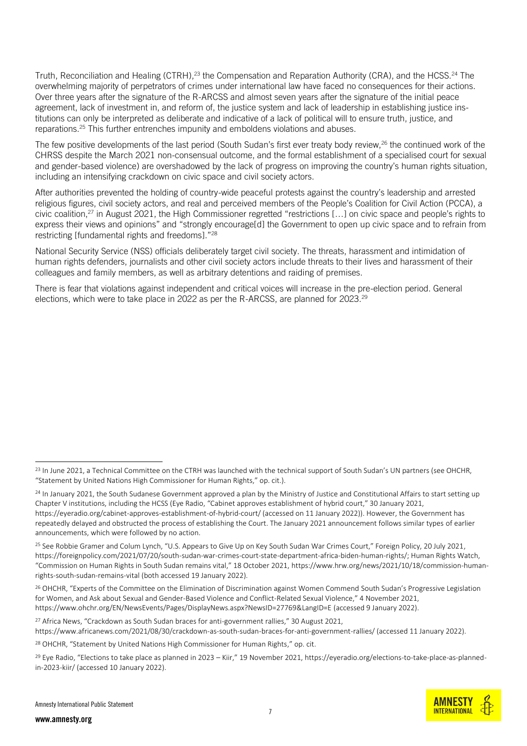Truth, Reconciliation and Healing (CTRH),[23] the Compensation and Reparation Authority (CRA), and the HCSS.[24] The overwhelming majority of perpetrators of crimes under international law have faced no consequences for their actions. Over three years after the signature of the R-ARCSS and almost seven years after the signature of the initial peace agreement, lack of investment in, and reform of, the justice system and lack of leadership in establishing justice institutions can only be interpreted as deliberate and indicative of a lack of political will to ensure truth, justice, and reparations.[25] This further entrenches impunity and emboldens violations and abuses.

The few positive developments of the last period (South Sudan's first ever treaty body review,[26] the continued work of the CHRSS despite the March 2021 non-consensual outcome, and the formal establishment of a specialised court for sexual and gender-based violence) are overshadowed by the lack of progress on improving the country's human rights situation, including an intensifying crackdown on civic space and civil society actors.

After authorities prevented the holding of country-wide peaceful protests against the country's leadership and arrested religious figures, civil society actors, and real and perceived members of the People's Coalition for Civil Action (PCCA), a civic coalition,[27] in August 2021, the High Commissioner regretted "restrictions […] on civic space and people's rights to express their views and opinions" and "strongly encourage[d] the Government to open up civic space and to refrain from restricting [fundamental rights and freedoms]."[28]

National Security Service (NSS) officials deliberately target civil society. The threats, harassment and intimidation of human rights defenders, journalists and other civil society actors include threats to their lives and harassment of their colleagues and family members, as well as arbitrary detentions and raiding of premises.

There is fear that violations against independent and critical voices will increase in the pre-election period. General elections, which were to take place in 2022 as per the R-ARCSS, are planned for 2023.[29]

---

[23] In June 2021, a Technical Committee on the CTRH was launched with the technical support of South Sudan's UN partners (see OHCHR, "Statement by United Nations High Commissioner for Human Rights," op. cit.).

[24] In January 2021, the South Sudanese Government approved a plan by the Ministry of Justice and Constitutional Affairs to start setting up Chapter V institutions, including the HCSS (Eye Radio, "Cabinet approves establishment of hybrid court," 30 January 2021, https://eyeradio.org/cabinet-approves-establishment-of-hybrid-court/ (accessed on 11 January 2022)). However, the Government has repeatedly delayed and obstructed the process of establishing the Court. The January 2021 announcement follows similar types of earlier announcements, which were followed by no action.

[25] See Robbie Gramer and Colum Lynch, "U.S. Appears to Give Up on Key South Sudan War Crimes Court," Foreign Policy, 20 July 2021, https://foreignpolicy.com/2021/07/20/south-sudan-war-crimes-court-state-department-africa-biden-human-rights/; Human Rights Watch, "Commission on Human Rights in South Sudan remains vital," 18 October 2021, https://www.hrw.org/news/2021/10/18/commission-human-rights-south-sudan-remains-vital (both accessed 19 January 2022).

[26] OHCHR, "Experts of the Committee on the Elimination of Discrimination against Women Commend South Sudan's Progressive Legislation for Women, and Ask about Sexual and Gender-Based Violence and Conflict-Related Sexual Violence," 4 November 2021, https://www.ohchr.org/EN/NewsEvents/Pages/DisplayNews.aspx?NewsID=27769&LangID=E (accessed 9 January 2022).

[27] Africa News, "Crackdown as South Sudan braces for anti-government rallies," 30 August 2021, https://www.africanews.com/2021/08/30/crackdown-as-south-sudan-braces-for-anti-government-rallies/ (accessed 11 January 2022).

[28] OHCHR, "Statement by United Nations High Commissioner for Human Rights," op. cit.

[29] Eye Radio, "Elections to take place as planned in 2023 – Kiir," 19 November 2021, https://eyeradio.org/elections-to-take-place-as-planned-in-2023-kiir/ (accessed 10 January 2022).